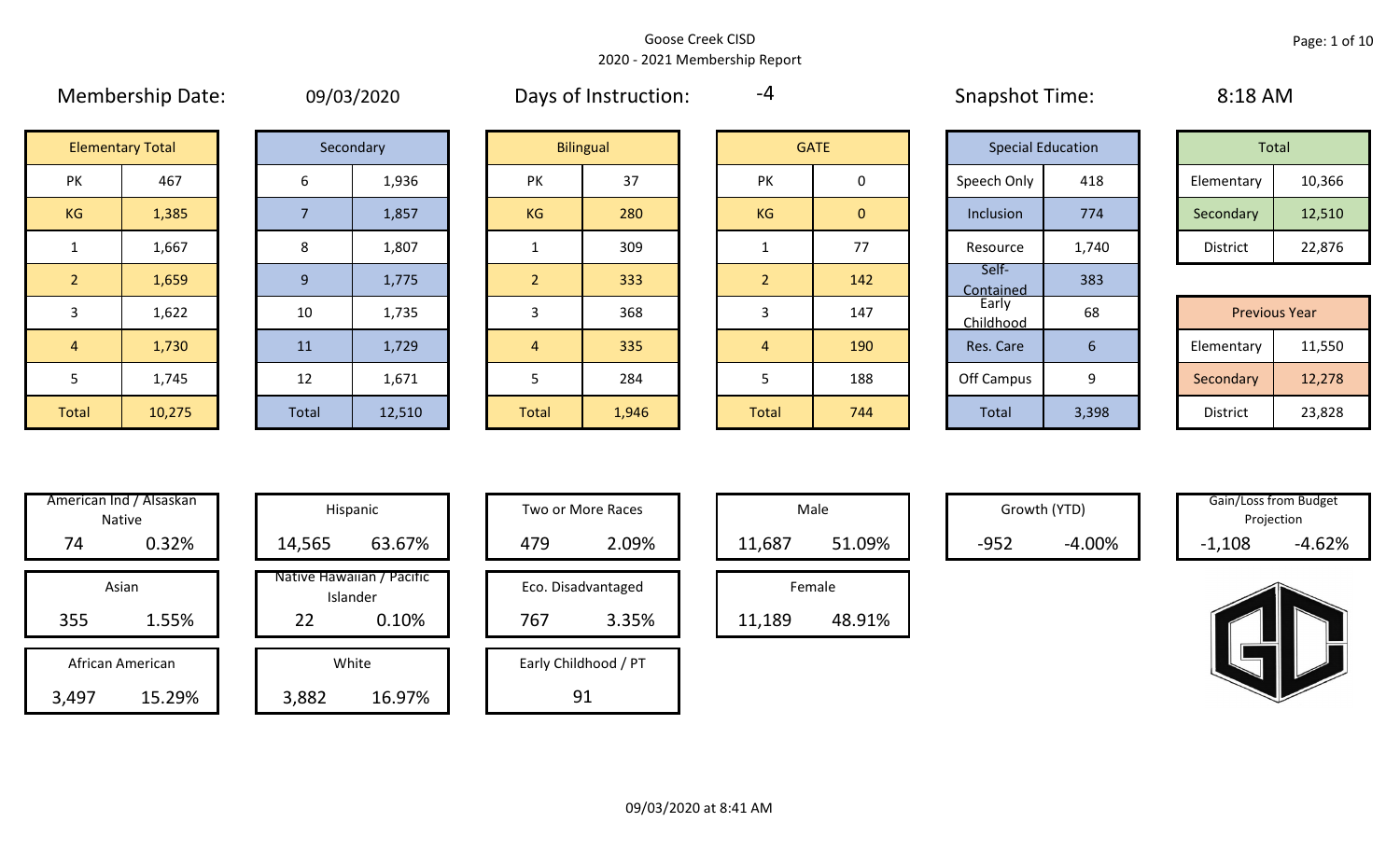# Goose Creek CISD
## 2020 - 2021 Membership Report

**Membership Date:** 09/03/2020

**Days of Instruction:** -4

**Snapshot Time:** 8:18 AM

| Elementary Total | |
|---|---|
| PK | 467 |
| KG | 1,385 |
| 1 | 1,667 |
| 2 | 1,659 |
| 3 | 1,622 |
| 4 | 1,730 |
| 5 | 1,745 |
| Total | 10,275 |

| Secondary | |
|---|---|
| 6 | 1,936 |
| 7 | 1,857 |
| 8 | 1,807 |
| 9 | 1,775 |
| 10 | 1,735 |
| 11 | 1,729 |
| 12 | 1,671 |
| Total | 12,510 |

| Bilingual | |
|---|---|
| PK | 37 |
| KG | 280 |
| 1 | 309 |
| 2 | 333 |
| 3 | 368 |
| 4 | 335 |
| 5 | 284 |
| Total | 1,946 |

| GATE | |
|---|---|
| PK | 0 |
| KG | 0 |
| 1 | 77 |
| 2 | 142 |
| 3 | 147 |
| 4 | 190 |
| 5 | 188 |
| Total | 744 |

| Special Education | |
|---|---|
| Speech Only | 418 |
| Inclusion | 774 |
| Resource | 1,740 |
| Self-Contained | 383 |
| Early Childhood | 68 |
| Res. Care | 6 |
| Off Campus | 9 |
| Total | 3,398 |

| Total | |
|---|---|
| Elementary | 10,366 |
| Secondary | 12,510 |
| District | 22,876 |

| Previous Year | |
|---|---|
| Elementary | 11,550 |
| Secondary | 12,278 |
| District | 23,828 |

| Category | Count | Percent |
|---|---|---|
| American Ind / Alsaskan Native | 74 | 0.32% |
| Asian | 355 | 1.55% |
| African American | 3,497 | 15.29% |
| Hispanic | 14,565 | 63.67% |
| Native Hawaiian / Pacific Islander | 22 | 0.10% |
| White | 3,882 | 16.97% |
| Two or More Races | 479 | 2.09% |
| Eco. Disadvantaged | 767 | 3.35% |
| Early Childhood / PT | 91 | |
| Male | 11,687 | 51.09% |
| Female | 11,189 | 48.91% |
| Growth (YTD) | -952 | -4.00% |
| Gain/Loss from Budget Projection | -1,108 | -4.62% |

09/03/2020 at 8:41 AM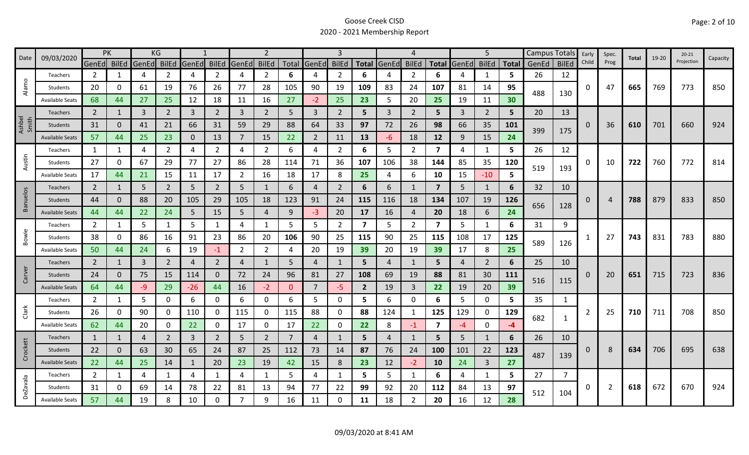# Goose Creek CISD
## 2020 - 2021 Membership Report

| Date | 09/03/2020 | PK | | KG | | 1 | | 2 | | | 3 | | | 4 | | | 5 | | | Campus Totals | | Early Child | Spec. Prog | Total | 19-20 | 20-21 Projection | Capacity |
|---|---|---|---|---|---|---|---|---|---|---|---|---|---|---|---|---|---|---|---|---|---|---|---|---|---|---|---|
| | | GenEd | BilEd | GenEd | BilEd | GenEd | BilEd | GenEd | BilEd | Total | GenEd | BilEd | Total | GenEd | BilEd | Total | GenEd | BilEd | Total | GenEd | BilEd | | | | | | |
| Alamo | Teachers | 2 | 1 | 4 | 2 | 4 | 2 | 4 | 2 | 6 | 4 | 2 | 6 | 4 | 2 | 6 | 4 | 1 | 5 | 26 | 12 | 0 | 47 | 665 | 769 | 773 | 850 |
| | Students | 20 | 0 | 61 | 19 | 76 | 26 | 77 | 28 | 105 | 90 | 19 | 109 | 83 | 24 | 107 | 81 | 14 | 95 | 488 | 130 | | | | | | |
| | Available Seats | 68 | 44 | 27 | 25 | 12 | 18 | 11 | 16 | 27 | -2 | 25 | 23 | 5 | 20 | 25 | 19 | 11 | 30 | | | | | | | | |
| Ashbel Smith | Teachers | 2 | 1 | 3 | 2 | 3 | 2 | 3 | 2 | 5 | 3 | 2 | 5 | 3 | 2 | 5 | 3 | 2 | 5 | 20 | 13 | 0 | 36 | 610 | 701 | 660 | 924 |
| | Students | 31 | 0 | 41 | 21 | 66 | 31 | 59 | 29 | 88 | 64 | 33 | 97 | 72 | 26 | 98 | 66 | 35 | 101 | 399 | 175 | | | | | | |
| | Available Seats | 57 | 44 | 25 | 23 | 0 | 13 | 7 | 15 | 22 | 2 | 11 | 13 | -6 | 18 | 12 | 9 | 15 | 24 | | | | | | | | |
| Austin | Teachers | 1 | 1 | 4 | 2 | 4 | 2 | 4 | 2 | 6 | 4 | 2 | 6 | 5 | 2 | 7 | 4 | 1 | 5 | 26 | 12 | 0 | 10 | 722 | 760 | 772 | 814 |
| | Students | 27 | 0 | 67 | 29 | 77 | 27 | 86 | 28 | 114 | 71 | 36 | 107 | 106 | 38 | 144 | 85 | 35 | 120 | 519 | 193 | | | | | | |
| | Available Seats | 17 | 44 | 21 | 15 | 11 | 17 | 2 | 16 | 18 | 17 | 8 | 25 | 4 | 6 | 10 | 15 | -10 | 5 | | | | | | | | |
| Banuelos | Teachers | 2 | 1 | 5 | 2 | 5 | 2 | 5 | 1 | 6 | 4 | 2 | 6 | 6 | 1 | 7 | 5 | 1 | 6 | 32 | 10 | 0 | 4 | 788 | 879 | 833 | 850 |
| | Students | 44 | 0 | 88 | 20 | 105 | 29 | 105 | 18 | 123 | 91 | 24 | 115 | 116 | 18 | 134 | 107 | 19 | 126 | 656 | 128 | | | | | | |
| | Available Seats | 44 | 44 | 22 | 24 | 5 | 15 | 5 | 4 | 9 | -3 | 20 | 17 | 16 | 4 | 20 | 18 | 6 | 24 | | | | | | | | |
| Bowie | Teachers | 2 | 1 | 5 | 1 | 5 | 1 | 4 | 1 | 5 | 5 | 2 | 7 | 5 | 2 | 7 | 5 | 1 | 6 | 31 | 9 | 1 | 27 | 743 | 831 | 783 | 880 |
| | Students | 38 | 0 | 86 | 16 | 91 | 23 | 86 | 20 | 106 | 90 | 25 | 115 | 90 | 25 | 115 | 108 | 17 | 125 | 589 | 126 | | | | | | |
| | Available Seats | 50 | 44 | 24 | 6 | 19 | -1 | 2 | 2 | 4 | 20 | 19 | 39 | 20 | 19 | 39 | 17 | 8 | 25 | | | | | | | | |
| Carver | Teachers | 2 | 1 | 3 | 2 | 4 | 2 | 4 | 1 | 5 | 4 | 1 | 5 | 4 | 1 | 5 | 4 | 2 | 6 | 25 | 10 | 0 | 20 | 651 | 715 | 723 | 836 |
| | Students | 24 | 0 | 75 | 15 | 114 | 0 | 72 | 24 | 96 | 81 | 27 | 108 | 69 | 19 | 88 | 81 | 30 | 111 | 516 | 115 | | | | | | |
| | Available Seats | 64 | 44 | -9 | 29 | -26 | 44 | 16 | -2 | 0 | 7 | -5 | 2 | 19 | 3 | 22 | 19 | 20 | 39 | | | | | | | | |
| Clark | Teachers | 2 | 1 | 5 | 0 | 6 | 0 | 6 | 0 | 6 | 5 | 0 | 5 | 6 | 0 | 6 | 5 | 0 | 5 | 35 | 1 | 2 | 25 | 710 | 711 | 708 | 850 |
| | Students | 26 | 0 | 90 | 0 | 110 | 0 | 115 | 0 | 115 | 88 | 0 | 88 | 124 | 1 | 125 | 129 | 0 | 129 | 682 | 1 | | | | | | |
| | Available Seats | 62 | 44 | 20 | 0 | 22 | 0 | 17 | 0 | 17 | 22 | 0 | 22 | 8 | -1 | 7 | -4 | 0 | -4 | | | | | | | | |
| Crockett | Teachers | 1 | 1 | 4 | 2 | 3 | 2 | 5 | 2 | 7 | 4 | 1 | 5 | 4 | 1 | 5 | 5 | 1 | 6 | 26 | 10 | 0 | 8 | 634 | 706 | 695 | 638 |
| | Students | 22 | 0 | 63 | 30 | 65 | 24 | 87 | 25 | 112 | 73 | 14 | 87 | 76 | 24 | 100 | 101 | 22 | 123 | 487 | 139 | | | | | | |
| | Available Seats | 22 | 44 | 25 | 14 | 1 | 20 | 23 | 19 | 42 | 15 | 8 | 23 | 12 | -2 | 10 | 24 | 3 | 27 | | | | | | | | |
| DeZavala | Teachers | 2 | 1 | 4 | 1 | 4 | 1 | 4 | 1 | 5 | 4 | 1 | 5 | 5 | 1 | 6 | 4 | 1 | 5 | 27 | 7 | 0 | 2 | 618 | 672 | 670 | 924 |
| | Students | 31 | 0 | 69 | 14 | 78 | 22 | 81 | 13 | 94 | 77 | 22 | 99 | 92 | 20 | 112 | 84 | 13 | 97 | 512 | 104 | | | | | | |
| | Available Seats | 57 | 44 | 19 | 8 | 10 | 0 | 7 | 9 | 16 | 11 | 0 | 11 | 18 | 2 | 20 | 16 | 12 | 28 | | | | | | | | |

09/03/2020 at 8:41 AM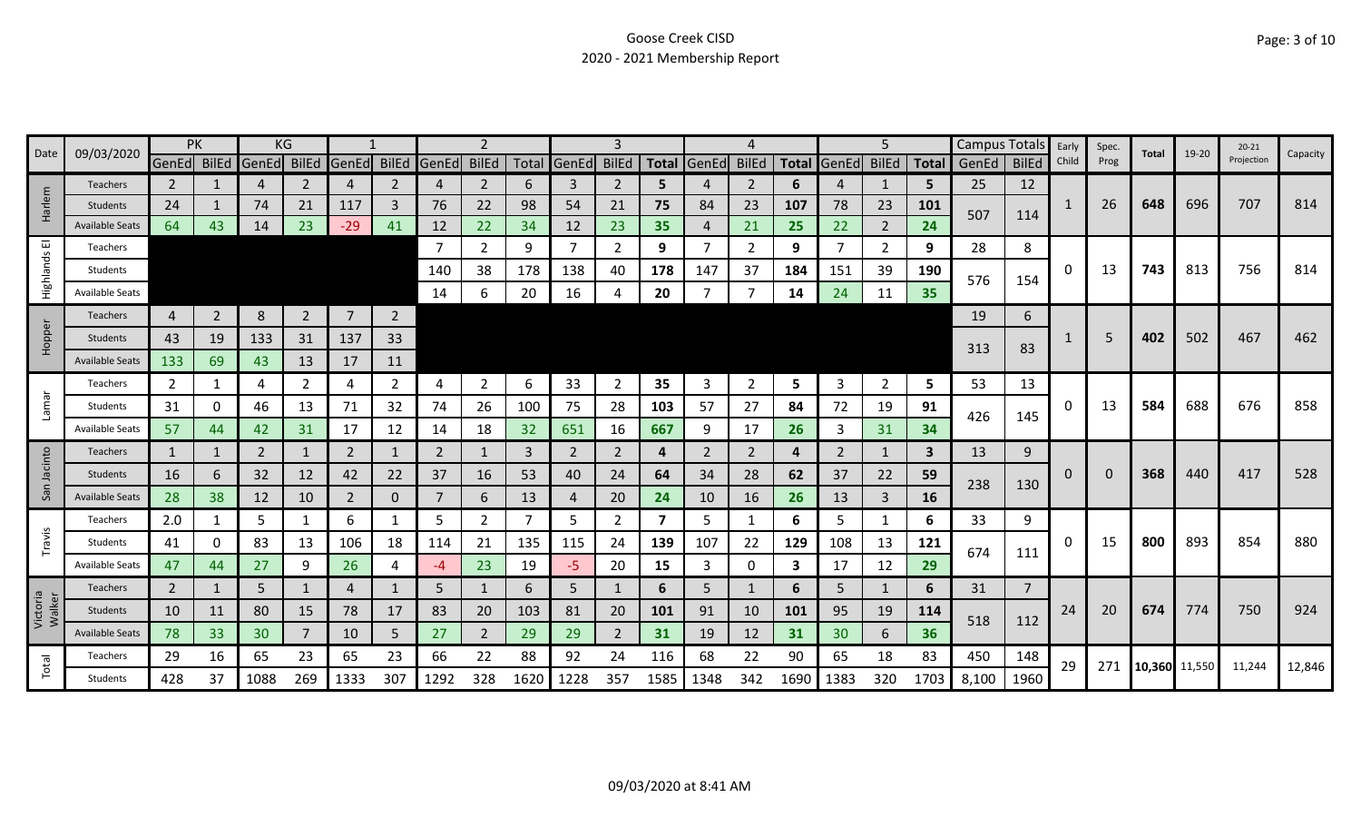# Goose Creek CISD

## 2020 - 2021 Membership Report

| Date | 09/03/2020 | PK | | KG | | 1 | | 2 | | | 3 | | | 4 | | | 5 | | | Campus Totals | | Early Child | Spec. Prog | Total | 19-20 | 20-21 Projection | Capacity |
|---|---|---|---|---|---|---|---|---|---|---|---|---|---|---|---|---|---|---|---|---|---|---|---|---|---|---|---|
| | | GenEd | BilEd | GenEd | BilEd | GenEd | BilEd | GenEd | BilEd | Total | GenEd | BilEd | Total | GenEd | BilEd | Total | GenEd | BilEd | Total | GenEd | BilEd | | | | | | |
| Harlem | Teachers | 2 | 1 | 4 | 2 | 4 | 2 | 4 | 2 | 6 | 3 | 2 | 5 | 4 | 2 | 6 | 4 | 1 | 5 | 25 | 12 | 1 | 26 | 648 | 696 | 707 | 814 |
| | Students | 24 | 1 | 74 | 21 | 117 | 3 | 76 | 22 | 98 | 54 | 21 | 75 | 84 | 23 | 107 | 78 | 23 | 101 | 507 | 114 | | | | | | |
| | Available Seats | 64 | 43 | 14 | 23 | -29 | 41 | 12 | 22 | 34 | 12 | 23 | 35 | 4 | 21 | 25 | 22 | 2 | 24 | | | | | | | | |
| Highlands El | Teachers | | | | | | | 7 | 2 | 9 | 7 | 2 | 9 | 7 | 2 | 9 | 7 | 2 | 9 | 28 | 8 | 0 | 13 | 743 | 813 | 756 | 814 |
| | Students | | | | | | | 140 | 38 | 178 | 138 | 40 | 178 | 147 | 37 | 184 | 151 | 39 | 190 | 576 | 154 | | | | | | |
| | Available Seats | | | | | | | 14 | 6 | 20 | 16 | 4 | 20 | 7 | 7 | 14 | 24 | 11 | 35 | | | | | | | | |
| Hopper | Teachers | 4 | 2 | 8 | 2 | 7 | 2 | | | | | | | | | | | | | 19 | 6 | 1 | 5 | 402 | 502 | 467 | 462 |
| | Students | 43 | 19 | 133 | 31 | 137 | 33 | | | | | | | | | | | | | 313 | 83 | | | | | | |
| | Available Seats | 133 | 69 | 43 | 13 | 17 | 11 | | | | | | | | | | | | | | | | | | | | |
| Lamar | Teachers | 2 | 1 | 4 | 2 | 4 | 2 | 4 | 2 | 6 | 33 | 2 | 35 | 3 | 2 | 5 | 3 | 2 | 5 | 53 | 13 | 0 | 13 | 584 | 688 | 676 | 858 |
| | Students | 31 | 0 | 46 | 13 | 71 | 32 | 74 | 26 | 100 | 75 | 28 | 103 | 57 | 27 | 84 | 72 | 19 | 91 | 426 | 145 | | | | | | |
| | Available Seats | 57 | 44 | 42 | 31 | 17 | 12 | 14 | 18 | 32 | 651 | 16 | 667 | 9 | 17 | 26 | 3 | 31 | 34 | | | | | | | | |
| San Jacinto | Teachers | 1 | 1 | 2 | 1 | 2 | 1 | 2 | 1 | 3 | 2 | 2 | 4 | 2 | 2 | 4 | 2 | 1 | 3 | 13 | 9 | 0 | 0 | 368 | 440 | 417 | 528 |
| | Students | 16 | 6 | 32 | 12 | 42 | 22 | 37 | 16 | 53 | 40 | 24 | 64 | 34 | 28 | 62 | 37 | 22 | 59 | 238 | 130 | | | | | | |
| | Available Seats | 28 | 38 | 12 | 10 | 2 | 0 | 7 | 6 | 13 | 4 | 20 | 24 | 10 | 16 | 26 | 13 | 3 | 16 | | | | | | | | |
| Travis | Teachers | 2.0 | 1 | 5 | 1 | 6 | 1 | 5 | 2 | 7 | 5 | 2 | 7 | 5 | 1 | 6 | 5 | 1 | 6 | 33 | 9 | 0 | 15 | 800 | 893 | 854 | 880 |
| | Students | 41 | 0 | 83 | 13 | 106 | 18 | 114 | 21 | 135 | 115 | 24 | 139 | 107 | 22 | 129 | 108 | 13 | 121 | 674 | 111 | | | | | | |
| | Available Seats | 47 | 44 | 27 | 9 | 26 | 4 | -4 | 23 | 19 | -5 | 20 | 15 | 3 | 0 | 3 | 17 | 12 | 29 | | | | | | | | |
| Victoria Walker | Teachers | 2 | 1 | 5 | 1 | 4 | 1 | 5 | 1 | 6 | 5 | 1 | 6 | 5 | 1 | 6 | 5 | 1 | 6 | 31 | 7 | 24 | 20 | 674 | 774 | 750 | 924 |
| | Students | 10 | 11 | 80 | 15 | 78 | 17 | 83 | 20 | 103 | 81 | 20 | 101 | 91 | 10 | 101 | 95 | 19 | 114 | 518 | 112 | | | | | | |
| | Available Seats | 78 | 33 | 30 | 7 | 10 | 5 | 27 | 2 | 29 | 29 | 2 | 31 | 19 | 12 | 31 | 30 | 6 | 36 | | | | | | | | |
| Total | Teachers | 29 | 16 | 65 | 23 | 65 | 23 | 66 | 22 | 88 | 92 | 24 | 116 | 68 | 22 | 90 | 65 | 18 | 83 | 450 | 148 | 29 | 271 | 10,360 | 11,550 | 11,244 | 12,846 |
| | Students | 428 | 37 | 1088 | 269 | 1333 | 307 | 1292 | 328 | 1620 | 1228 | 357 | 1585 | 1348 | 342 | 1690 | 1383 | 320 | 1703 | 8,100 | 1960 | | | | | | |

09/03/2020 at 8:41 AM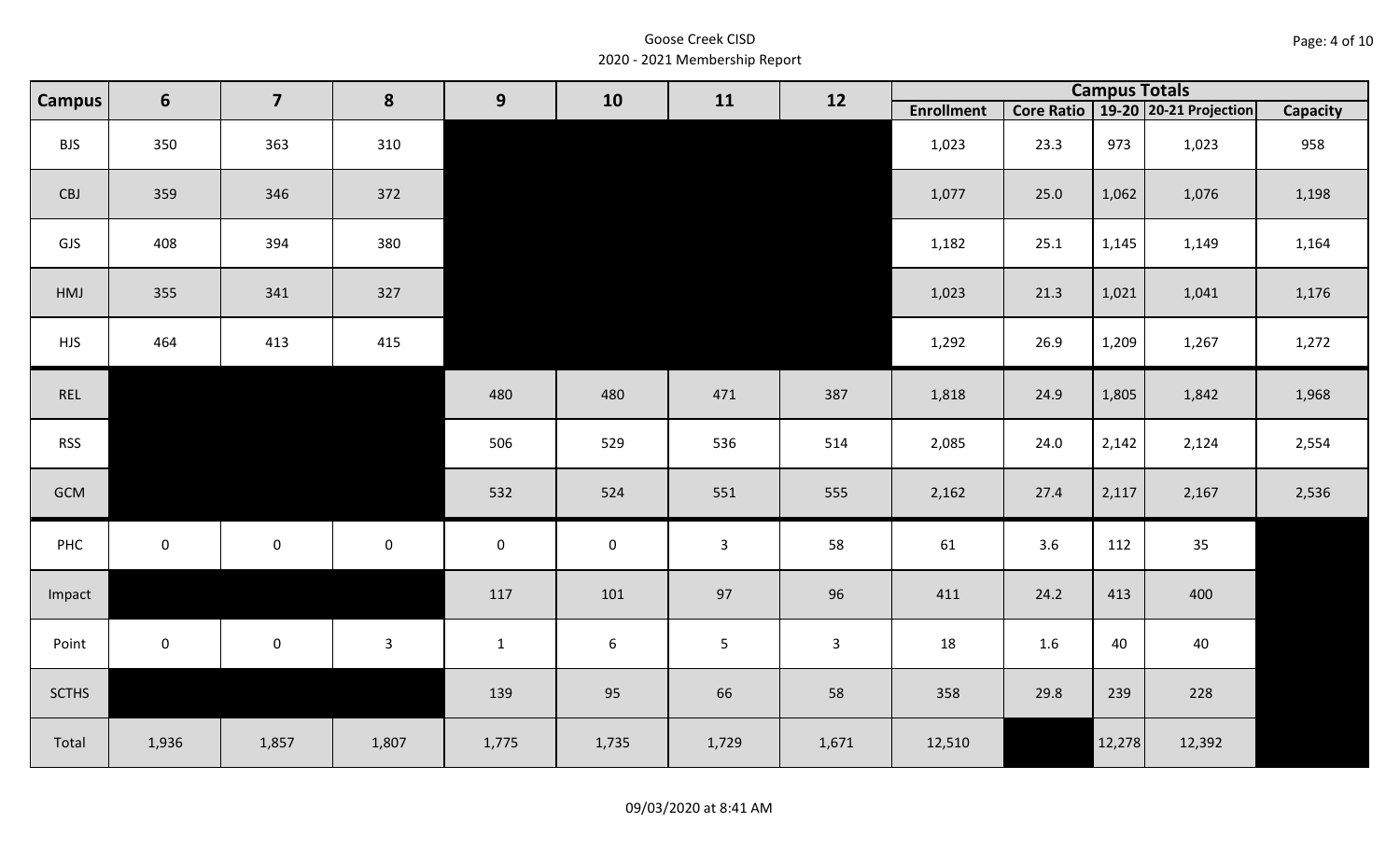# Goose Creek CISD

## 2020 - 2021 Membership Report

| Campus | 6 | 7 | 8 | 9 | 10 | 11 | 12 | Campus Totals | | | | |
|---|---|---|---|---|---|---|---|---|---|---|---|---|
| | | | | | | | | Enrollment | Core Ratio | 19-20 | 20-21 Projection | Capacity |
| BJS | 350 | 363 | 310 | | | | | 1,023 | 23.3 | 973 | 1,023 | 958 |
| CBJ | 359 | 346 | 372 | | | | | 1,077 | 25.0 | 1,062 | 1,076 | 1,198 |
| GJS | 408 | 394 | 380 | | | | | 1,182 | 25.1 | 1,145 | 1,149 | 1,164 |
| HMJ | 355 | 341 | 327 | | | | | 1,023 | 21.3 | 1,021 | 1,041 | 1,176 |
| HJS | 464 | 413 | 415 | | | | | 1,292 | 26.9 | 1,209 | 1,267 | 1,272 |
| REL | | | | 480 | 480 | 471 | 387 | 1,818 | 24.9 | 1,805 | 1,842 | 1,968 |
| RSS | | | | 506 | 529 | 536 | 514 | 2,085 | 24.0 | 2,142 | 2,124 | 2,554 |
| GCM | | | | 532 | 524 | 551 | 555 | 2,162 | 27.4 | 2,117 | 2,167 | 2,536 |
| PHC | 0 | 0 | 0 | 0 | 0 | 3 | 58 | 61 | 3.6 | 112 | 35 | |
| Impact | | | | 117 | 101 | 97 | 96 | 411 | 24.2 | 413 | 400 | |
| Point | 0 | 0 | 3 | 1 | 6 | 5 | 3 | 18 | 1.6 | 40 | 40 | |
| SCTHS | | | | 139 | 95 | 66 | 58 | 358 | 29.8 | 239 | 228 | |
| Total | 1,936 | 1,857 | 1,807 | 1,775 | 1,735 | 1,729 | 1,671 | 12,510 | | 12,278 | 12,392 | |

09/03/2020 at 8:41 AM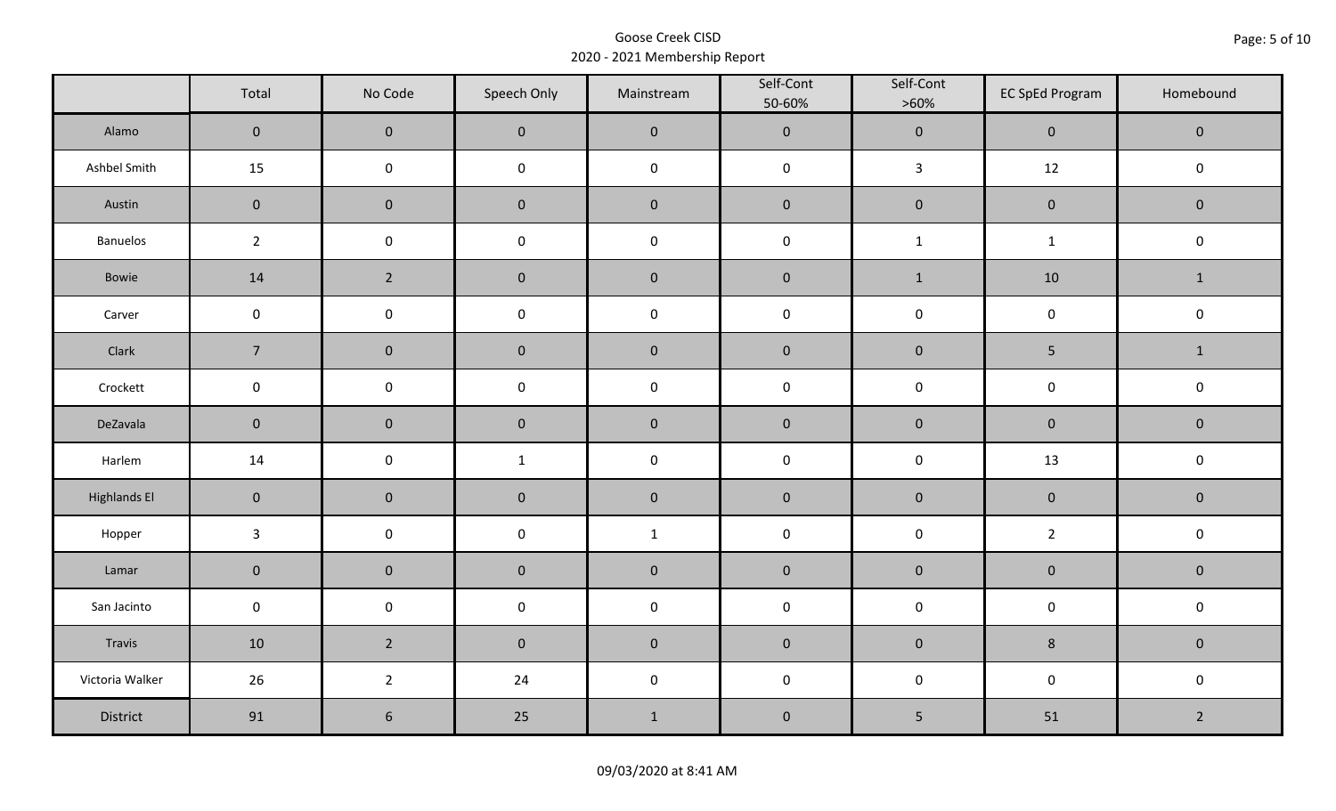# Goose Creek CISD
## 2020 - 2021 Membership Report

| | Total | No Code | Speech Only | Mainstream | Self-Cont 50-60% | Self-Cont >60% | EC SpEd Program | Homebound |
|---|---|---|---|---|---|---|---|---|
| Alamo | 0 | 0 | 0 | 0 | 0 | 0 | 0 | 0 |
| Ashbel Smith | 15 | 0 | 0 | 0 | 0 | 3 | 12 | 0 |
| Austin | 0 | 0 | 0 | 0 | 0 | 0 | 0 | 0 |
| Banuelos | 2 | 0 | 0 | 0 | 0 | 1 | 1 | 0 |
| Bowie | 14 | 2 | 0 | 0 | 0 | 1 | 10 | 1 |
| Carver | 0 | 0 | 0 | 0 | 0 | 0 | 0 | 0 |
| Clark | 7 | 0 | 0 | 0 | 0 | 0 | 5 | 1 |
| Crockett | 0 | 0 | 0 | 0 | 0 | 0 | 0 | 0 |
| DeZavala | 0 | 0 | 0 | 0 | 0 | 0 | 0 | 0 |
| Harlem | 14 | 0 | 1 | 0 | 0 | 0 | 13 | 0 |
| Highlands El | 0 | 0 | 0 | 0 | 0 | 0 | 0 | 0 |
| Hopper | 3 | 0 | 0 | 1 | 0 | 0 | 2 | 0 |
| Lamar | 0 | 0 | 0 | 0 | 0 | 0 | 0 | 0 |
| San Jacinto | 0 | 0 | 0 | 0 | 0 | 0 | 0 | 0 |
| Travis | 10 | 2 | 0 | 0 | 0 | 0 | 8 | 0 |
| Victoria Walker | 26 | 2 | 24 | 0 | 0 | 0 | 0 | 0 |
| District | 91 | 6 | 25 | 1 | 0 | 5 | 51 | 2 |

09/03/2020 at 8:41 AM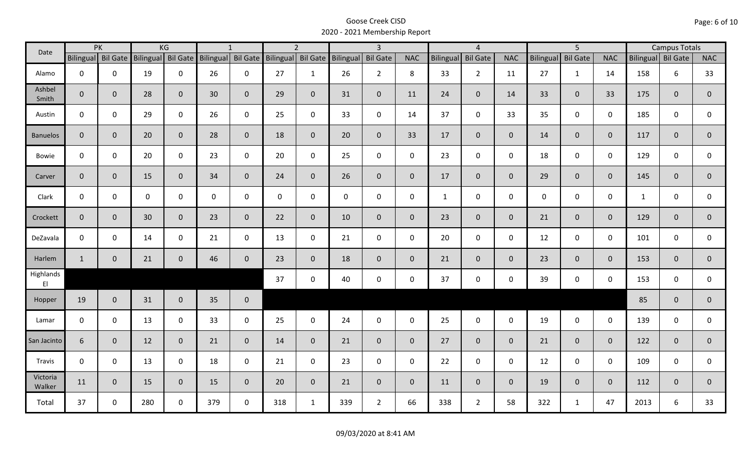# Goose Creek CISD
## 2020 - 2021 Membership Report

| Date | PK | | KG | | 1 | | 2 | | 3 | | | 4 | | | 5 | | | Campus Totals | | |
|---|---|---|---|---|---|---|---|---|---|---|---|---|---|---|---|---|---|---|---|---|
| | Bilingual | Bil Gate | Bilingual | Bil Gate | Bilingual | Bil Gate | Bilingual | Bil Gate | Bilingual | Bil Gate | NAC | Bilingual | Bil Gate | NAC | Bilingual | Bil Gate | NAC | Bilingual | Bil Gate | NAC |
| Alamo | 0 | 0 | 19 | 0 | 26 | 0 | 27 | 1 | 26 | 2 | 8 | 33 | 2 | 11 | 27 | 1 | 14 | 158 | 6 | 33 |
| Ashbel Smith | 0 | 0 | 28 | 0 | 30 | 0 | 29 | 0 | 31 | 0 | 11 | 24 | 0 | 14 | 33 | 0 | 33 | 175 | 0 | 0 |
| Austin | 0 | 0 | 29 | 0 | 26 | 0 | 25 | 0 | 33 | 0 | 14 | 37 | 0 | 33 | 35 | 0 | 0 | 185 | 0 | 0 |
| Banuelos | 0 | 0 | 20 | 0 | 28 | 0 | 18 | 0 | 20 | 0 | 33 | 17 | 0 | 0 | 14 | 0 | 0 | 117 | 0 | 0 |
| Bowie | 0 | 0 | 20 | 0 | 23 | 0 | 20 | 0 | 25 | 0 | 0 | 23 | 0 | 0 | 18 | 0 | 0 | 129 | 0 | 0 |
| Carver | 0 | 0 | 15 | 0 | 34 | 0 | 24 | 0 | 26 | 0 | 0 | 17 | 0 | 0 | 29 | 0 | 0 | 145 | 0 | 0 |
| Clark | 0 | 0 | 0 | 0 | 0 | 0 | 0 | 0 | 0 | 0 | 0 | 1 | 0 | 0 | 0 | 0 | 0 | 1 | 0 | 0 |
| Crockett | 0 | 0 | 30 | 0 | 23 | 0 | 22 | 0 | 10 | 0 | 0 | 23 | 0 | 0 | 21 | 0 | 0 | 129 | 0 | 0 |
| DeZavala | 0 | 0 | 14 | 0 | 21 | 0 | 13 | 0 | 21 | 0 | 0 | 20 | 0 | 0 | 12 | 0 | 0 | 101 | 0 | 0 |
| Harlem | 1 | 0 | 21 | 0 | 46 | 0 | 23 | 0 | 18 | 0 | 0 | 21 | 0 | 0 | 23 | 0 | 0 | 153 | 0 | 0 |
| Highlands El | | | | | | | 37 | 0 | 40 | 0 | 0 | 37 | 0 | 0 | 39 | 0 | 0 | 153 | 0 | 0 |
| Hopper | 19 | 0 | 31 | 0 | 35 | 0 | | | | | | | | | | | | 85 | 0 | 0 |
| Lamar | 0 | 0 | 13 | 0 | 33 | 0 | 25 | 0 | 24 | 0 | 0 | 25 | 0 | 0 | 19 | 0 | 0 | 139 | 0 | 0 |
| San Jacinto | 6 | 0 | 12 | 0 | 21 | 0 | 14 | 0 | 21 | 0 | 0 | 27 | 0 | 0 | 21 | 0 | 0 | 122 | 0 | 0 |
| Travis | 0 | 0 | 13 | 0 | 18 | 0 | 21 | 0 | 23 | 0 | 0 | 22 | 0 | 0 | 12 | 0 | 0 | 109 | 0 | 0 |
| Victoria Walker | 11 | 0 | 15 | 0 | 15 | 0 | 20 | 0 | 21 | 0 | 0 | 11 | 0 | 0 | 19 | 0 | 0 | 112 | 0 | 0 |
| Total | 37 | 0 | 280 | 0 | 379 | 0 | 318 | 1 | 339 | 2 | 66 | 338 | 2 | 58 | 322 | 1 | 47 | 2013 | 6 | 33 |

09/03/2020 at 8:41 AM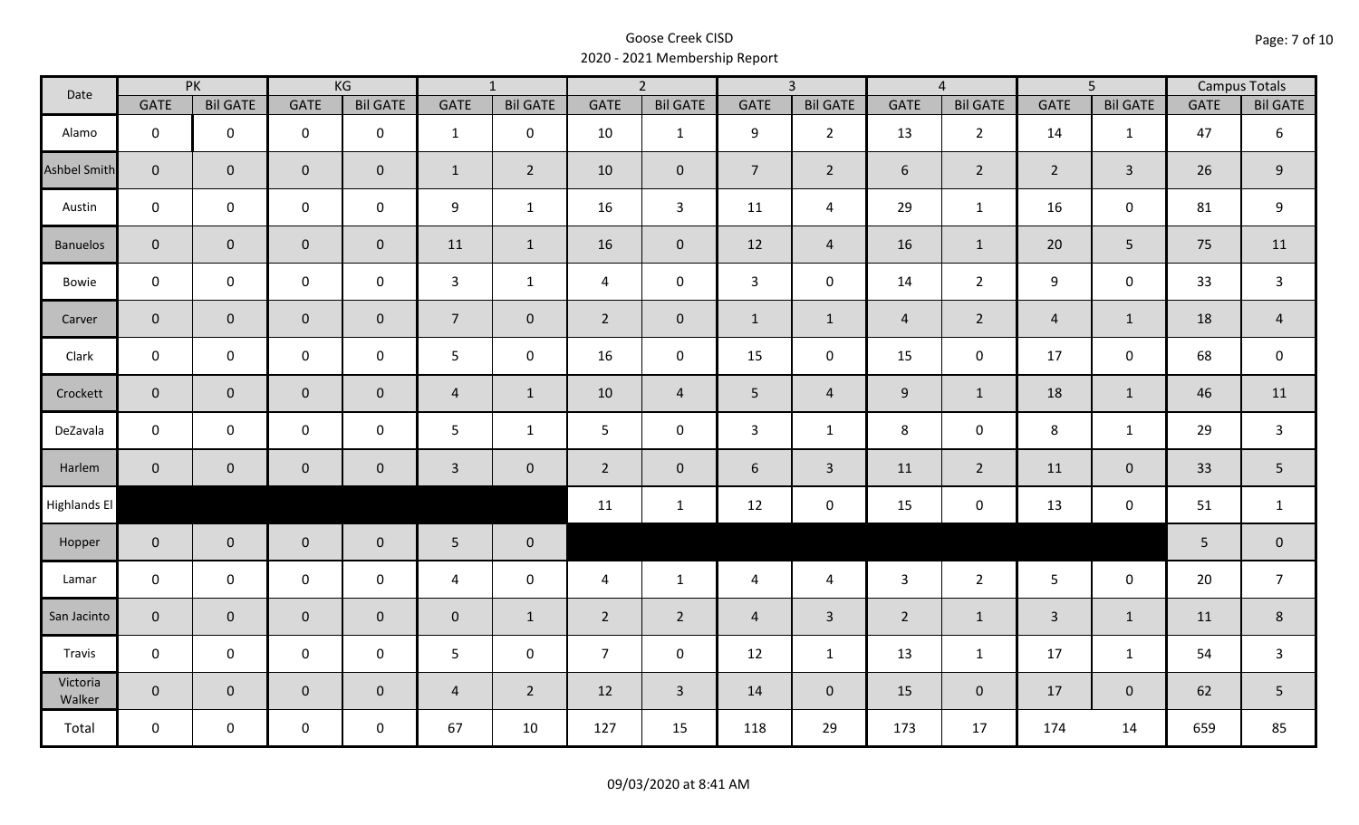Goose Creek CISD
2020 - 2021 Membership Report

| Date | PK | | KG | | 1 | | 2 | | 3 | | 4 | | 5 | | Campus Totals | |
|---|---|---|---|---|---|---|---|---|---|---|---|---|---|---|---|---|
| | GATE | Bil GATE | GATE | Bil GATE | GATE | Bil GATE | GATE | Bil GATE | GATE | Bil GATE | GATE | Bil GATE | GATE | Bil GATE | GATE | Bil GATE |
| Alamo | 0 | 0 | 0 | 0 | 1 | 0 | 10 | 1 | 9 | 2 | 13 | 2 | 14 | 1 | 47 | 6 |
| Ashbel Smith | 0 | 0 | 0 | 0 | 1 | 2 | 10 | 0 | 7 | 2 | 6 | 2 | 2 | 3 | 26 | 9 |
| Austin | 0 | 0 | 0 | 0 | 9 | 1 | 16 | 3 | 11 | 4 | 29 | 1 | 16 | 0 | 81 | 9 |
| Banuelos | 0 | 0 | 0 | 0 | 11 | 1 | 16 | 0 | 12 | 4 | 16 | 1 | 20 | 5 | 75 | 11 |
| Bowie | 0 | 0 | 0 | 0 | 3 | 1 | 4 | 0 | 3 | 0 | 14 | 2 | 9 | 0 | 33 | 3 |
| Carver | 0 | 0 | 0 | 0 | 7 | 0 | 2 | 0 | 1 | 1 | 4 | 2 | 4 | 1 | 18 | 4 |
| Clark | 0 | 0 | 0 | 0 | 5 | 0 | 16 | 0 | 15 | 0 | 15 | 0 | 17 | 0 | 68 | 0 |
| Crockett | 0 | 0 | 0 | 0 | 4 | 1 | 10 | 4 | 5 | 4 | 9 | 1 | 18 | 1 | 46 | 11 |
| DeZavala | 0 | 0 | 0 | 0 | 5 | 1 | 5 | 0 | 3 | 1 | 8 | 0 | 8 | 1 | 29 | 3 |
| Harlem | 0 | 0 | 0 | 0 | 3 | 0 | 2 | 0 | 6 | 3 | 11 | 2 | 11 | 0 | 33 | 5 |
| Highlands El | | | | | | | 11 | 1 | 12 | 0 | 15 | 0 | 13 | 0 | 51 | 1 |
| Hopper | 0 | 0 | 0 | 0 | 5 | 0 | | | | | | | | | 5 | 0 |
| Lamar | 0 | 0 | 0 | 0 | 4 | 0 | 4 | 1 | 4 | 4 | 3 | 2 | 5 | 0 | 20 | 7 |
| San Jacinto | 0 | 0 | 0 | 0 | 0 | 1 | 2 | 2 | 4 | 3 | 2 | 1 | 3 | 1 | 11 | 8 |
| Travis | 0 | 0 | 0 | 0 | 5 | 0 | 7 | 0 | 12 | 1 | 13 | 1 | 17 | 1 | 54 | 3 |
| Victoria Walker | 0 | 0 | 0 | 0 | 4 | 2 | 12 | 3 | 14 | 0 | 15 | 0 | 17 | 0 | 62 | 5 |
| Total | 0 | 0 | 0 | 0 | 67 | 10 | 127 | 15 | 118 | 29 | 173 | 17 | 174 | 14 | 659 | 85 |

09/03/2020 at 8:41 AM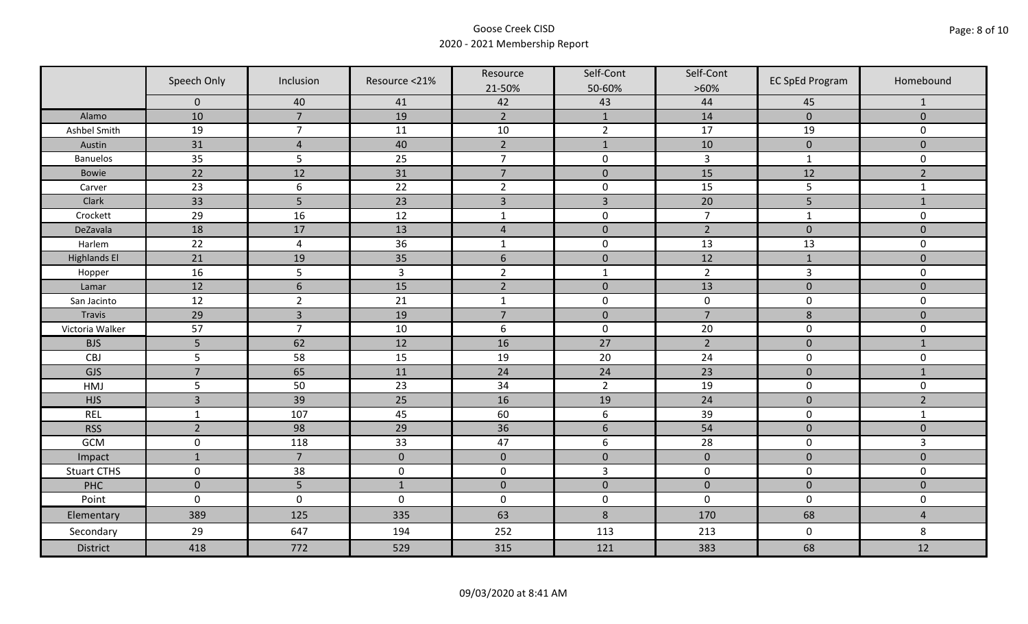Goose Creek CISD

2020 - 2021 Membership Report

| | Speech Only | Inclusion | Resource <21% | Resource 21-50% | Self-Cont 50-60% | Self-Cont >60% | EC SpEd Program | Homebound |
|---|---|---|---|---|---|---|---|---|
| | 0 | 40 | 41 | 42 | 43 | 44 | 45 | 1 |
| Alamo | 10 | 7 | 19 | 2 | 1 | 14 | 0 | 0 |
| Ashbel Smith | 19 | 7 | 11 | 10 | 2 | 17 | 19 | 0 |
| Austin | 31 | 4 | 40 | 2 | 1 | 10 | 0 | 0 |
| Banuelos | 35 | 5 | 25 | 7 | 0 | 3 | 1 | 0 |
| Bowie | 22 | 12 | 31 | 7 | 0 | 15 | 12 | 2 |
| Carver | 23 | 6 | 22 | 2 | 0 | 15 | 5 | 1 |
| Clark | 33 | 5 | 23 | 3 | 3 | 20 | 5 | 1 |
| Crockett | 29 | 16 | 12 | 1 | 0 | 7 | 1 | 0 |
| DeZavala | 18 | 17 | 13 | 4 | 0 | 2 | 0 | 0 |
| Harlem | 22 | 4 | 36 | 1 | 0 | 13 | 13 | 0 |
| Highlands El | 21 | 19 | 35 | 6 | 0 | 12 | 1 | 0 |
| Hopper | 16 | 5 | 3 | 2 | 1 | 2 | 3 | 0 |
| Lamar | 12 | 6 | 15 | 2 | 0 | 13 | 0 | 0 |
| San Jacinto | 12 | 2 | 21 | 1 | 0 | 0 | 0 | 0 |
| Travis | 29 | 3 | 19 | 7 | 0 | 7 | 8 | 0 |
| Victoria Walker | 57 | 7 | 10 | 6 | 0 | 20 | 0 | 0 |
| BJS | 5 | 62 | 12 | 16 | 27 | 2 | 0 | 1 |
| CBJ | 5 | 58 | 15 | 19 | 20 | 24 | 0 | 0 |
| GJS | 7 | 65 | 11 | 24 | 24 | 23 | 0 | 1 |
| HMJ | 5 | 50 | 23 | 34 | 2 | 19 | 0 | 0 |
| HJS | 3 | 39 | 25 | 16 | 19 | 24 | 0 | 2 |
| REL | 1 | 107 | 45 | 60 | 6 | 39 | 0 | 1 |
| RSS | 2 | 98 | 29 | 36 | 6 | 54 | 0 | 0 |
| GCM | 0 | 118 | 33 | 47 | 6 | 28 | 0 | 3 |
| Impact | 1 | 7 | 0 | 0 | 0 | 0 | 0 | 0 |
| Stuart CTHS | 0 | 38 | 0 | 0 | 3 | 0 | 0 | 0 |
| PHC | 0 | 5 | 1 | 0 | 0 | 0 | 0 | 0 |
| Point | 0 | 0 | 0 | 0 | 0 | 0 | 0 | 0 |
| Elementary | 389 | 125 | 335 | 63 | 8 | 170 | 68 | 4 |
| Secondary | 29 | 647 | 194 | 252 | 113 | 213 | 0 | 8 |
| District | 418 | 772 | 529 | 315 | 121 | 383 | 68 | 12 |

09/03/2020 at 8:41 AM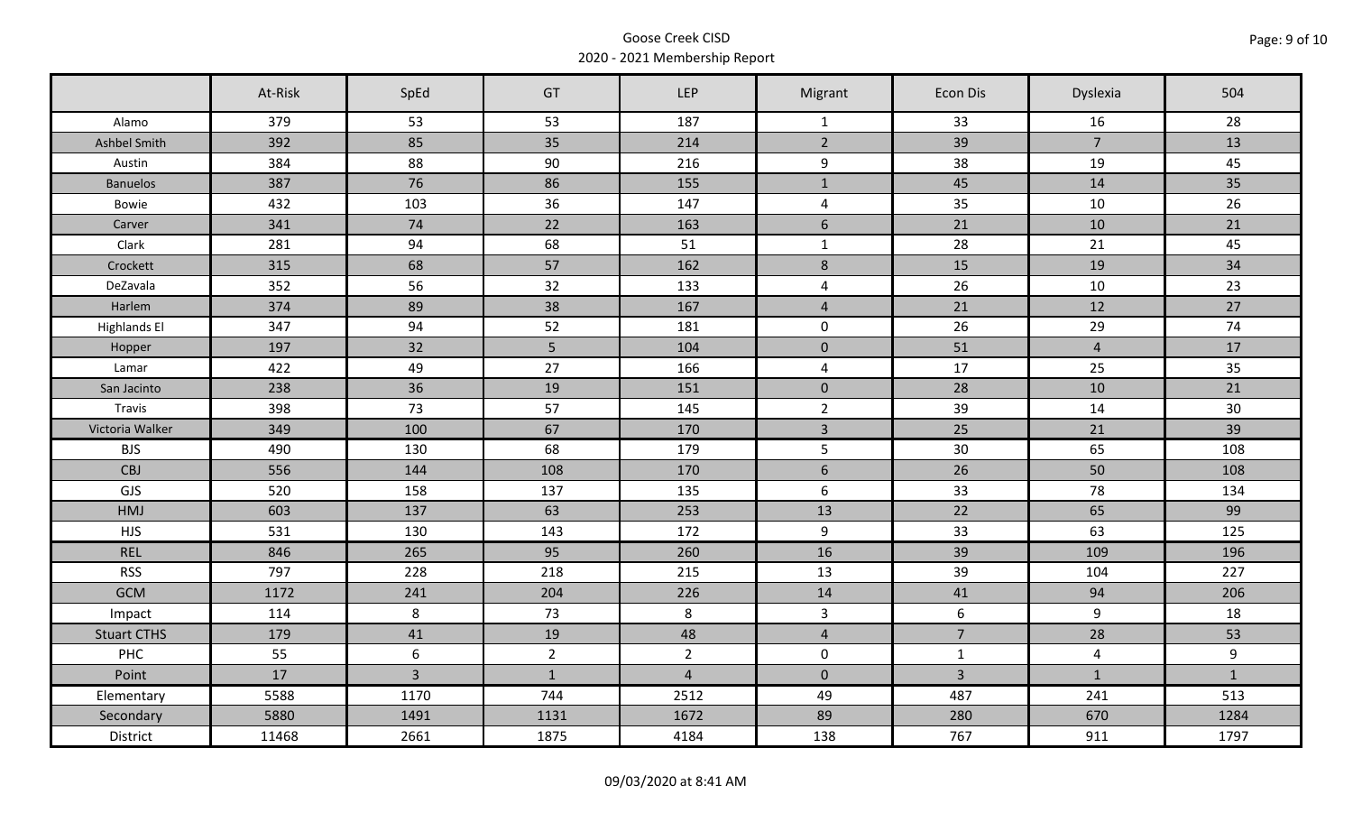Goose Creek CISD
2020 - 2021 Membership Report

| | At-Risk | SpEd | GT | LEP | Migrant | Econ Dis | Dyslexia | 504 |
|---|---|---|---|---|---|---|---|---|
| Alamo | 379 | 53 | 53 | 187 | 1 | 33 | 16 | 28 |
| Ashbel Smith | 392 | 85 | 35 | 214 | 2 | 39 | 7 | 13 |
| Austin | 384 | 88 | 90 | 216 | 9 | 38 | 19 | 45 |
| Banuelos | 387 | 76 | 86 | 155 | 1 | 45 | 14 | 35 |
| Bowie | 432 | 103 | 36 | 147 | 4 | 35 | 10 | 26 |
| Carver | 341 | 74 | 22 | 163 | 6 | 21 | 10 | 21 |
| Clark | 281 | 94 | 68 | 51 | 1 | 28 | 21 | 45 |
| Crockett | 315 | 68 | 57 | 162 | 8 | 15 | 19 | 34 |
| DeZavala | 352 | 56 | 32 | 133 | 4 | 26 | 10 | 23 |
| Harlem | 374 | 89 | 38 | 167 | 4 | 21 | 12 | 27 |
| Highlands El | 347 | 94 | 52 | 181 | 0 | 26 | 29 | 74 |
| Hopper | 197 | 32 | 5 | 104 | 0 | 51 | 4 | 17 |
| Lamar | 422 | 49 | 27 | 166 | 4 | 17 | 25 | 35 |
| San Jacinto | 238 | 36 | 19 | 151 | 0 | 28 | 10 | 21 |
| Travis | 398 | 73 | 57 | 145 | 2 | 39 | 14 | 30 |
| Victoria Walker | 349 | 100 | 67 | 170 | 3 | 25 | 21 | 39 |
| BJS | 490 | 130 | 68 | 179 | 5 | 30 | 65 | 108 |
| CBJ | 556 | 144 | 108 | 170 | 6 | 26 | 50 | 108 |
| GJS | 520 | 158 | 137 | 135 | 6 | 33 | 78 | 134 |
| HMJ | 603 | 137 | 63 | 253 | 13 | 22 | 65 | 99 |
| HJS | 531 | 130 | 143 | 172 | 9 | 33 | 63 | 125 |
| REL | 846 | 265 | 95 | 260 | 16 | 39 | 109 | 196 |
| RSS | 797 | 228 | 218 | 215 | 13 | 39 | 104 | 227 |
| GCM | 1172 | 241 | 204 | 226 | 14 | 41 | 94 | 206 |
| Impact | 114 | 8 | 73 | 8 | 3 | 6 | 9 | 18 |
| Stuart CTHS | 179 | 41 | 19 | 48 | 4 | 7 | 28 | 53 |
| PHC | 55 | 6 | 2 | 2 | 0 | 1 | 4 | 9 |
| Point | 17 | 3 | 1 | 4 | 0 | 3 | 1 | 1 |
| Elementary | 5588 | 1170 | 744 | 2512 | 49 | 487 | 241 | 513 |
| Secondary | 5880 | 1491 | 1131 | 1672 | 89 | 280 | 670 | 1284 |
| District | 11468 | 2661 | 1875 | 4184 | 138 | 767 | 911 | 1797 |

09/03/2020 at 8:41 AM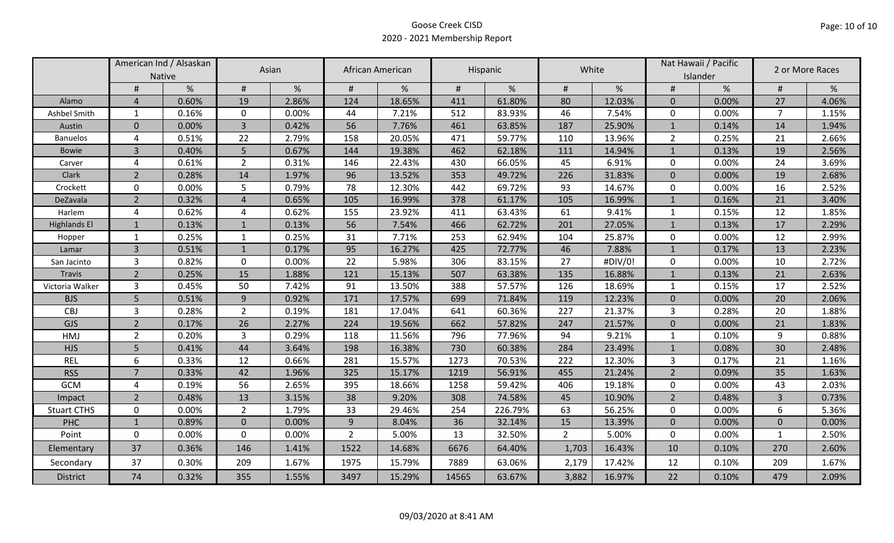# Goose Creek CISD

## 2020 - 2021 Membership Report

| | American Ind / Alsaskan Native | | Asian | | African American | | Hispanic | | White | | Nat Hawaii / Pacific Islander | | 2 or More Races | |
|---|---|---|---|---|---|---|---|---|---|---|---|---|---|---|
| | # | % | # | % | # | % | # | % | # | % | # | % | # | % |
| Alamo | 4 | 0.60% | 19 | 2.86% | 124 | 18.65% | 411 | 61.80% | 80 | 12.03% | 0 | 0.00% | 27 | 4.06% |
| Ashbel Smith | 1 | 0.16% | 0 | 0.00% | 44 | 7.21% | 512 | 83.93% | 46 | 7.54% | 0 | 0.00% | 7 | 1.15% |
| Austin | 0 | 0.00% | 3 | 0.42% | 56 | 7.76% | 461 | 63.85% | 187 | 25.90% | 1 | 0.14% | 14 | 1.94% |
| Banuelos | 4 | 0.51% | 22 | 2.79% | 158 | 20.05% | 471 | 59.77% | 110 | 13.96% | 2 | 0.25% | 21 | 2.66% |
| Bowie | 3 | 0.40% | 5 | 0.67% | 144 | 19.38% | 462 | 62.18% | 111 | 14.94% | 1 | 0.13% | 19 | 2.56% |
| Carver | 4 | 0.61% | 2 | 0.31% | 146 | 22.43% | 430 | 66.05% | 45 | 6.91% | 0 | 0.00% | 24 | 3.69% |
| Clark | 2 | 0.28% | 14 | 1.97% | 96 | 13.52% | 353 | 49.72% | 226 | 31.83% | 0 | 0.00% | 19 | 2.68% |
| Crockett | 0 | 0.00% | 5 | 0.79% | 78 | 12.30% | 442 | 69.72% | 93 | 14.67% | 0 | 0.00% | 16 | 2.52% |
| DeZavala | 2 | 0.32% | 4 | 0.65% | 105 | 16.99% | 378 | 61.17% | 105 | 16.99% | 1 | 0.16% | 21 | 3.40% |
| Harlem | 4 | 0.62% | 4 | 0.62% | 155 | 23.92% | 411 | 63.43% | 61 | 9.41% | 1 | 0.15% | 12 | 1.85% |
| Highlands El | 1 | 0.13% | 1 | 0.13% | 56 | 7.54% | 466 | 62.72% | 201 | 27.05% | 1 | 0.13% | 17 | 2.29% |
| Hopper | 1 | 0.25% | 1 | 0.25% | 31 | 7.71% | 253 | 62.94% | 104 | 25.87% | 0 | 0.00% | 12 | 2.99% |
| Lamar | 3 | 0.51% | 1 | 0.17% | 95 | 16.27% | 425 | 72.77% | 46 | 7.88% | 1 | 0.17% | 13 | 2.23% |
| San Jacinto | 3 | 0.82% | 0 | 0.00% | 22 | 5.98% | 306 | 83.15% | 27 | #DIV/0! | 0 | 0.00% | 10 | 2.72% |
| Travis | 2 | 0.25% | 15 | 1.88% | 121 | 15.13% | 507 | 63.38% | 135 | 16.88% | 1 | 0.13% | 21 | 2.63% |
| Victoria Walker | 3 | 0.45% | 50 | 7.42% | 91 | 13.50% | 388 | 57.57% | 126 | 18.69% | 1 | 0.15% | 17 | 2.52% |
| BJS | 5 | 0.51% | 9 | 0.92% | 171 | 17.57% | 699 | 71.84% | 119 | 12.23% | 0 | 0.00% | 20 | 2.06% |
| CBJ | 3 | 0.28% | 2 | 0.19% | 181 | 17.04% | 641 | 60.36% | 227 | 21.37% | 3 | 0.28% | 20 | 1.88% |
| GJS | 2 | 0.17% | 26 | 2.27% | 224 | 19.56% | 662 | 57.82% | 247 | 21.57% | 0 | 0.00% | 21 | 1.83% |
| HMJ | 2 | 0.20% | 3 | 0.29% | 118 | 11.56% | 796 | 77.96% | 94 | 9.21% | 1 | 0.10% | 9 | 0.88% |
| HJS | 5 | 0.41% | 44 | 3.64% | 198 | 16.38% | 730 | 60.38% | 284 | 23.49% | 1 | 0.08% | 30 | 2.48% |
| REL | 6 | 0.33% | 12 | 0.66% | 281 | 15.57% | 1273 | 70.53% | 222 | 12.30% | 3 | 0.17% | 21 | 1.16% |
| RSS | 7 | 0.33% | 42 | 1.96% | 325 | 15.17% | 1219 | 56.91% | 455 | 21.24% | 2 | 0.09% | 35 | 1.63% |
| GCM | 4 | 0.19% | 56 | 2.65% | 395 | 18.66% | 1258 | 59.42% | 406 | 19.18% | 0 | 0.00% | 43 | 2.03% |
| Impact | 2 | 0.48% | 13 | 3.15% | 38 | 9.20% | 308 | 74.58% | 45 | 10.90% | 2 | 0.48% | 3 | 0.73% |
| Stuart CTHS | 0 | 0.00% | 2 | 1.79% | 33 | 29.46% | 254 | 226.79% | 63 | 56.25% | 0 | 0.00% | 6 | 5.36% |
| PHC | 1 | 0.89% | 0 | 0.00% | 9 | 8.04% | 36 | 32.14% | 15 | 13.39% | 0 | 0.00% | 0 | 0.00% |
| Point | 0 | 0.00% | 0 | 0.00% | 2 | 5.00% | 13 | 32.50% | 2 | 5.00% | 0 | 0.00% | 1 | 2.50% |
| Elementary | 37 | 0.36% | 146 | 1.41% | 1522 | 14.68% | 6676 | 64.40% | 1,703 | 16.43% | 10 | 0.10% | 270 | 2.60% |
| Secondary | 37 | 0.30% | 209 | 1.67% | 1975 | 15.79% | 7889 | 63.06% | 2,179 | 17.42% | 12 | 0.10% | 209 | 1.67% |
| District | 74 | 0.32% | 355 | 1.55% | 3497 | 15.29% | 14565 | 63.67% | 3,882 | 16.97% | 22 | 0.10% | 479 | 2.09% |

09/03/2020 at 8:41 AM